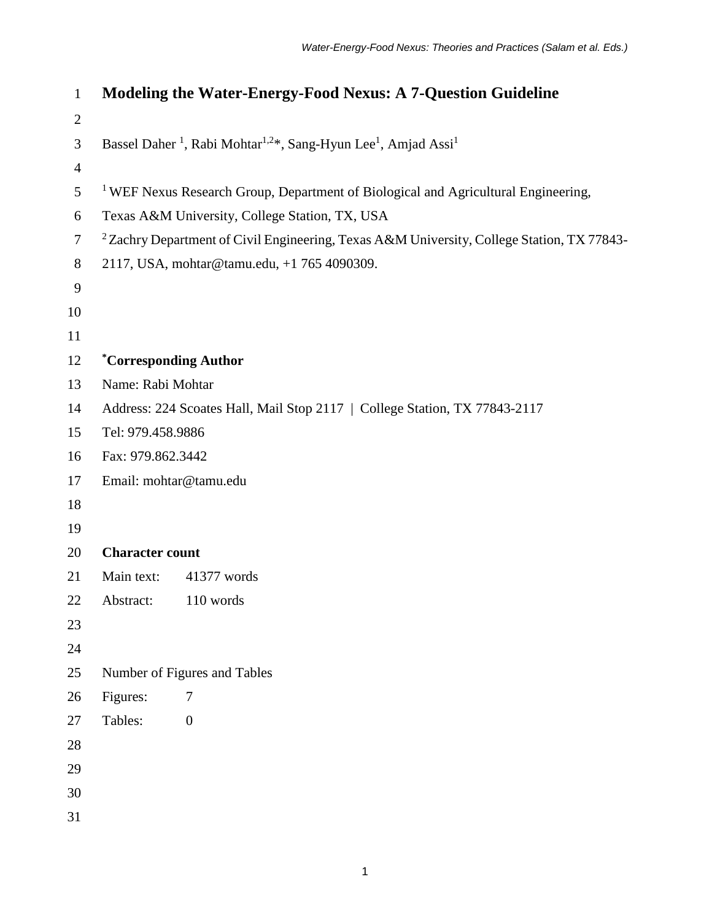# Modeling the Water-Energy-Food Nexus: A 7-Question Guideline

Bassel Daher [1], Rabi Mohtar[1,2]*, Sang-Hyun Lee[1], Amjad Assi[1]

[1] WEF Nexus Research Group, Department of Biological and Agricultural Engineering, Texas A&M University, College Station, TX, USA

[2] Zachry Department of Civil Engineering, Texas A&M University, College Station, TX 77843-2117, USA, mohtar@tamu.edu, +1 765 4090309.

**[*]Corresponding Author**

Name: Rabi Mohtar

Address: 224 Scoates Hall, Mail Stop 2117 | College Station, TX 77843-2117

Tel: 979.458.9886

Fax: 979.862.3442

Email: mohtar@tamu.edu

**Character count**

| | |
|---|---|
| Main text: | 41377 words |
| Abstract: | 110 words |

Number of Figures and Tables

| | |
|---|---|
| Figures: | 7 |
| Tables: | 0 |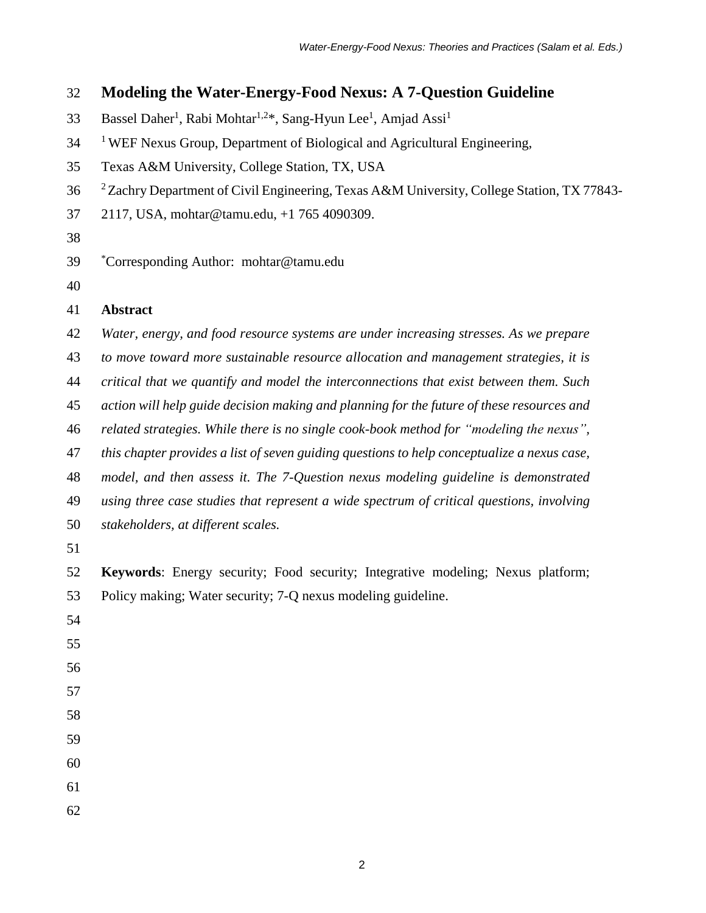# Modeling the Water-Energy-Food Nexus: A 7-Question Guideline

Bassel Daher[1], Rabi Mohtar[1,2]*, Sang-Hyun Lee[1], Amjad Assi[1]

[1] WEF Nexus Group, Department of Biological and Agricultural Engineering, Texas A&M University, College Station, TX, USA

[2] Zachry Department of Civil Engineering, Texas A&M University, College Station, TX 77843-2117, USA, mohtar@tamu.edu, +1 765 4090309.

*Corresponding Author: mohtar@tamu.edu

## Abstract

*Water, energy, and food resource systems are under increasing stresses. As we prepare to move toward more sustainable resource allocation and management strategies, it is critical that we quantify and model the interconnections that exist between them. Such action will help guide decision making and planning for the future of these resources and related strategies. While there is no single cook-book method for "modeling the nexus", this chapter provides a list of seven guiding questions to help conceptualize a nexus case, model, and then assess it. The 7-Question nexus modeling guideline is demonstrated using three case studies that represent a wide spectrum of critical questions, involving stakeholders, at different scales.*

**Keywords**: Energy security; Food security; Integrative modeling; Nexus platform; Policy making; Water security; 7-Q nexus modeling guideline.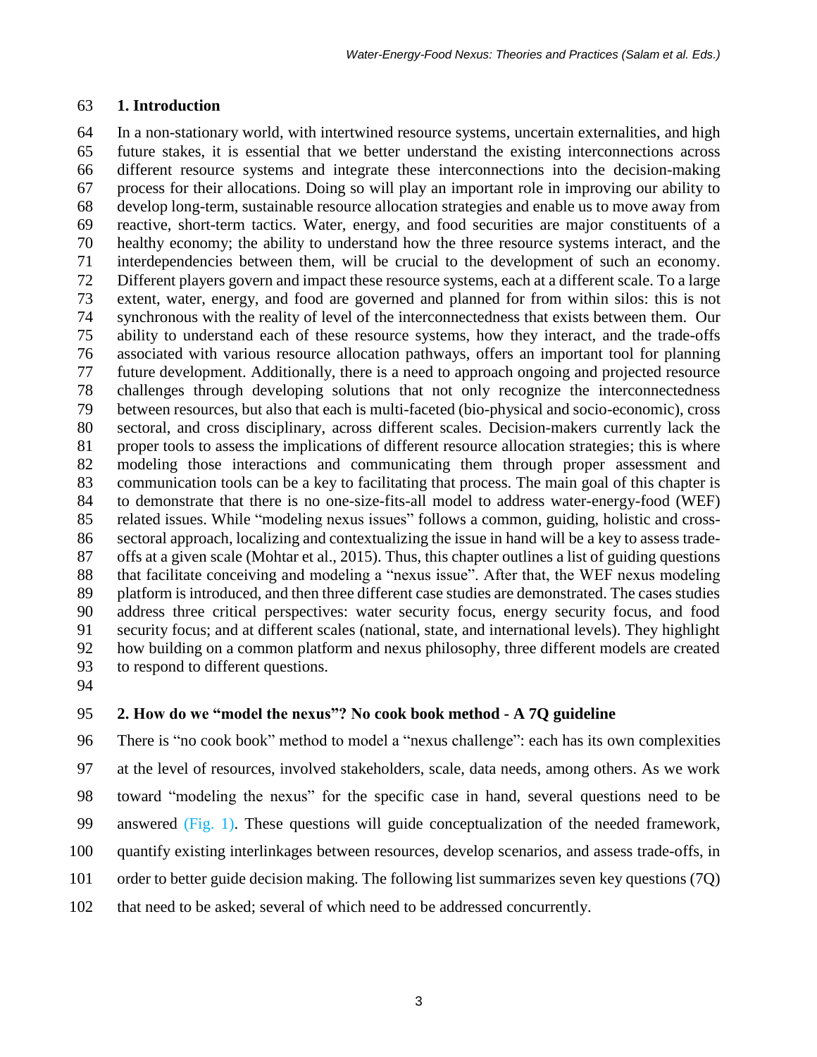## 1. Introduction

In a non-stationary world, with intertwined resource systems, uncertain externalities, and high future stakes, it is essential that we better understand the existing interconnections across different resource systems and integrate these interconnections into the decision-making process for their allocations. Doing so will play an important role in improving our ability to develop long-term, sustainable resource allocation strategies and enable us to move away from reactive, short-term tactics. Water, energy, and food securities are major constituents of a healthy economy; the ability to understand how the three resource systems interact, and the interdependencies between them, will be crucial to the development of such an economy. Different players govern and impact these resource systems, each at a different scale. To a large extent, water, energy, and food are governed and planned for from within silos: this is not synchronous with the reality of level of the interconnectedness that exists between them. Our ability to understand each of these resource systems, how they interact, and the trade-offs associated with various resource allocation pathways, offers an important tool for planning future development. Additionally, there is a need to approach ongoing and projected resource challenges through developing solutions that not only recognize the interconnectedness between resources, but also that each is multi-faceted (bio-physical and socio-economic), cross sectoral, and cross disciplinary, across different scales. Decision-makers currently lack the proper tools to assess the implications of different resource allocation strategies; this is where modeling those interactions and communicating them through proper assessment and communication tools can be a key to facilitating that process. The main goal of this chapter is to demonstrate that there is no one-size-fits-all model to address water-energy-food (WEF) related issues. While "modeling nexus issues" follows a common, guiding, holistic and cross-sectoral approach, localizing and contextualizing the issue in hand will be a key to assess trade-offs at a given scale (Mohtar et al., 2015). Thus, this chapter outlines a list of guiding questions that facilitate conceiving and modeling a "nexus issue". After that, the WEF nexus modeling platform is introduced, and then three different case studies are demonstrated. The cases studies address three critical perspectives: water security focus, energy security focus, and food security focus; and at different scales (national, state, and international levels). They highlight how building on a common platform and nexus philosophy, three different models are created to respond to different questions.

## 2. How do we "model the nexus"? No cook book method - A 7Q guideline

There is "no cook book" method to model a "nexus challenge": each has its own complexities at the level of resources, involved stakeholders, scale, data needs, among others. As we work toward "modeling the nexus" for the specific case in hand, several questions need to be answered (Fig. 1). These questions will guide conceptualization of the needed framework, quantify existing interlinkages between resources, develop scenarios, and assess trade-offs, in order to better guide decision making. The following list summarizes seven key questions (7Q) that need to be asked; several of which need to be addressed concurrently.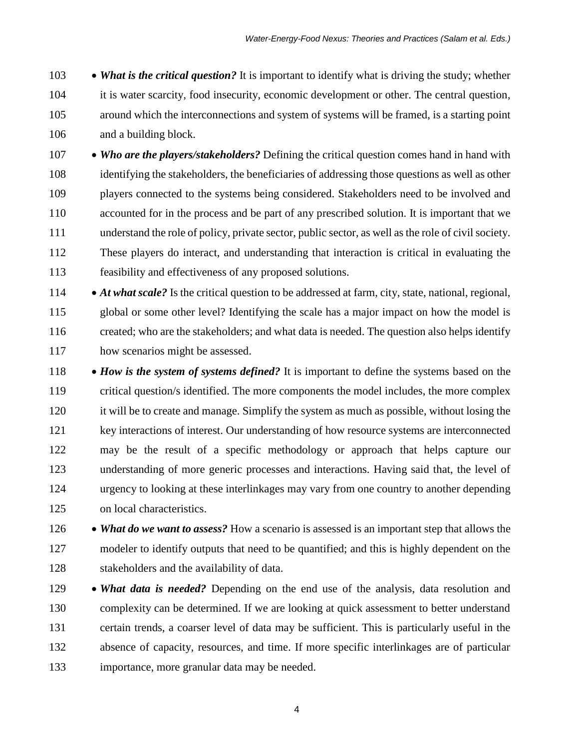- ***What is the critical question?*** It is important to identify what is driving the study; whether it is water scarcity, food insecurity, economic development or other. The central question, around which the interconnections and system of systems will be framed, is a starting point and a building block.
- ***Who are the players/stakeholders?*** Defining the critical question comes hand in hand with identifying the stakeholders, the beneficiaries of addressing those questions as well as other players connected to the systems being considered. Stakeholders need to be involved and accounted for in the process and be part of any prescribed solution. It is important that we understand the role of policy, private sector, public sector, as well as the role of civil society. These players do interact, and understanding that interaction is critical in evaluating the feasibility and effectiveness of any proposed solutions.
- ***At what scale?*** Is the critical question to be addressed at farm, city, state, national, regional, global or some other level? Identifying the scale has a major impact on how the model is created; who are the stakeholders; and what data is needed. The question also helps identify how scenarios might be assessed.
- ***How is the system of systems defined?*** It is important to define the systems based on the critical question/s identified. The more components the model includes, the more complex it will be to create and manage. Simplify the system as much as possible, without losing the key interactions of interest. Our understanding of how resource systems are interconnected may be the result of a specific methodology or approach that helps capture our understanding of more generic processes and interactions. Having said that, the level of urgency to looking at these interlinkages may vary from one country to another depending on local characteristics.
- ***What do we want to assess?*** How a scenario is assessed is an important step that allows the modeler to identify outputs that need to be quantified; and this is highly dependent on the stakeholders and the availability of data.
- ***What data is needed?*** Depending on the end use of the analysis, data resolution and complexity can be determined. If we are looking at quick assessment to better understand certain trends, a coarser level of data may be sufficient. This is particularly useful in the absence of capacity, resources, and time. If more specific interlinkages are of particular importance, more granular data may be needed.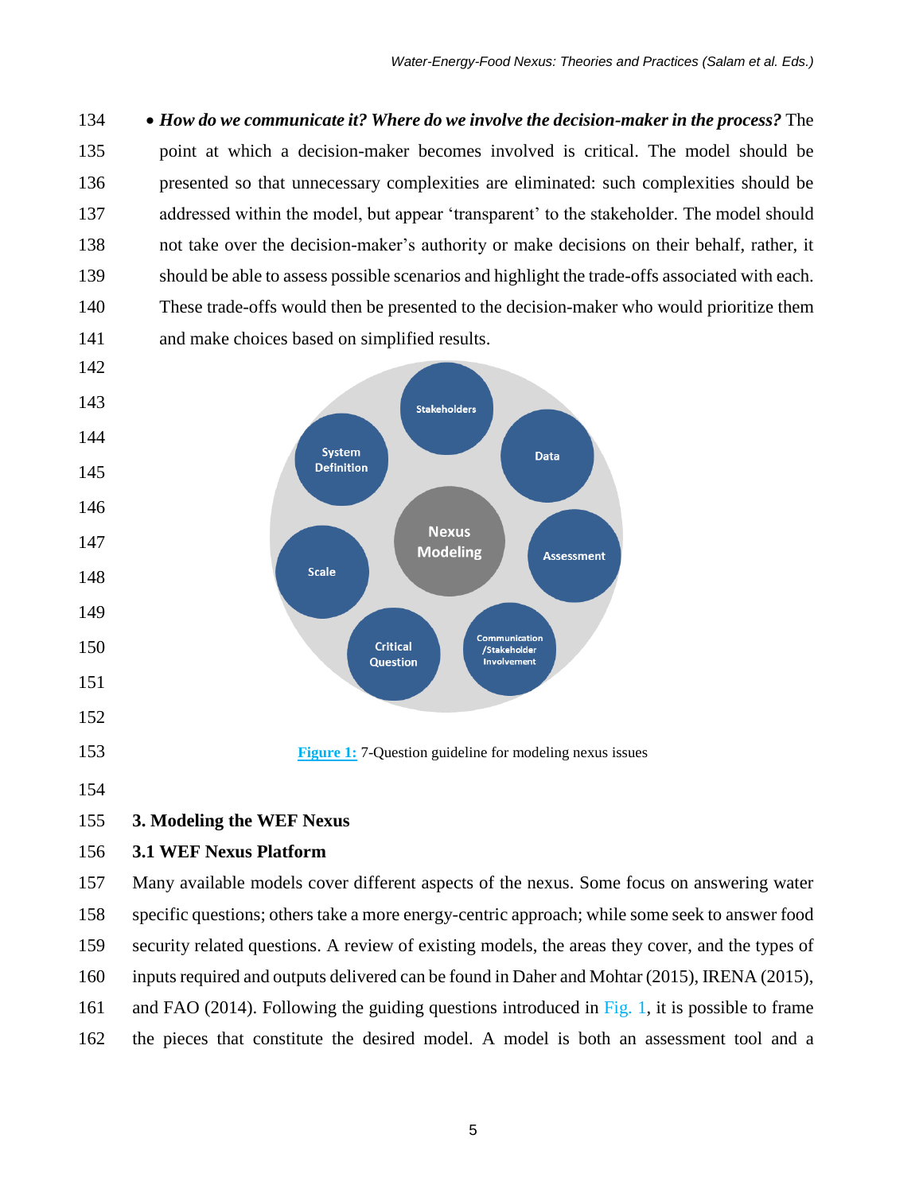- ***How do we communicate it? Where do we involve the decision-maker in the process?*** The point at which a decision-maker becomes involved is critical. The model should be presented so that unnecessary complexities are eliminated: such complexities should be addressed within the model, but appear 'transparent' to the stakeholder. The model should not take over the decision-maker's authority or make decisions on their behalf, rather, it should be able to assess possible scenarios and highlight the trade-offs associated with each. These trade-offs would then be presented to the decision-maker who would prioritize them and make choices based on simplified results.

**Figure 1:** 7-Question guideline for modeling nexus issues

## 3. Modeling the WEF Nexus

### 3.1 WEF Nexus Platform

Many available models cover different aspects of the nexus. Some focus on answering water specific questions; others take a more energy-centric approach; while some seek to answer food security related questions. A review of existing models, the areas they cover, and the types of inputs required and outputs delivered can be found in Daher and Mohtar (2015), IRENA (2015), and FAO (2014). Following the guiding questions introduced in Fig. 1, it is possible to frame the pieces that constitute the desired model. A model is both an assessment tool and a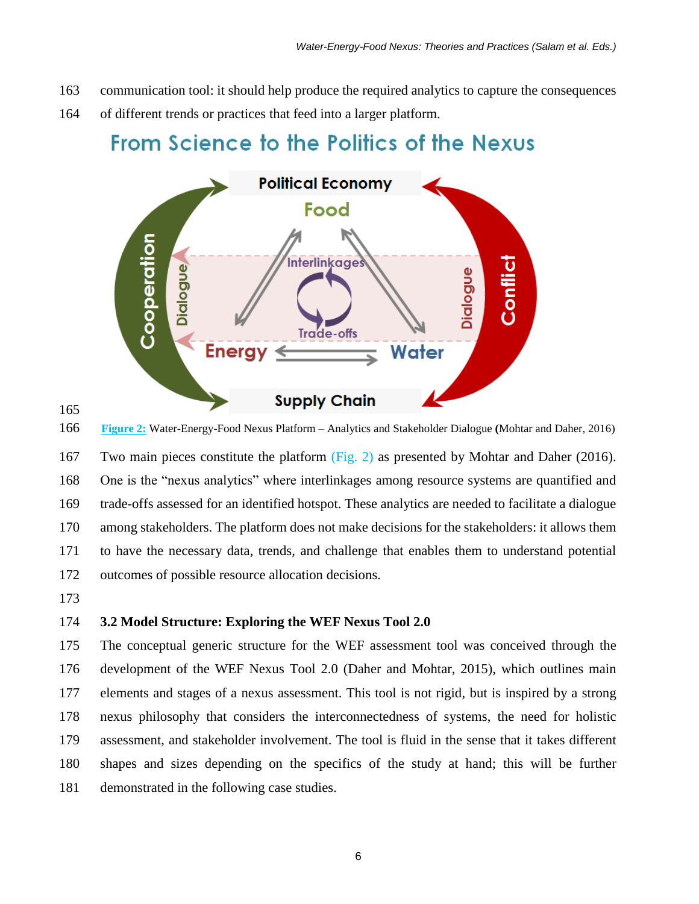communication tool: it should help produce the required analytics to capture the consequences of different trends or practices that feed into a larger platform.

**Figure 2:** Water-Energy-Food Nexus Platform – Analytics and Stakeholder Dialogue **(**Mohtar and Daher, 2016)

Two main pieces constitute the platform (Fig. 2) as presented by Mohtar and Daher (2016). One is the "nexus analytics" where interlinkages among resource systems are quantified and trade-offs assessed for an identified hotspot. These analytics are needed to facilitate a dialogue among stakeholders. The platform does not make decisions for the stakeholders: it allows them to have the necessary data, trends, and challenge that enables them to understand potential outcomes of possible resource allocation decisions.

### 3.2 Model Structure: Exploring the WEF Nexus Tool 2.0

The conceptual generic structure for the WEF assessment tool was conceived through the development of the WEF Nexus Tool 2.0 (Daher and Mohtar, 2015), which outlines main elements and stages of a nexus assessment. This tool is not rigid, but is inspired by a strong nexus philosophy that considers the interconnectedness of systems, the need for holistic assessment, and stakeholder involvement. The tool is fluid in the sense that it takes different shapes and sizes depending on the specifics of the study at hand; this will be further demonstrated in the following case studies.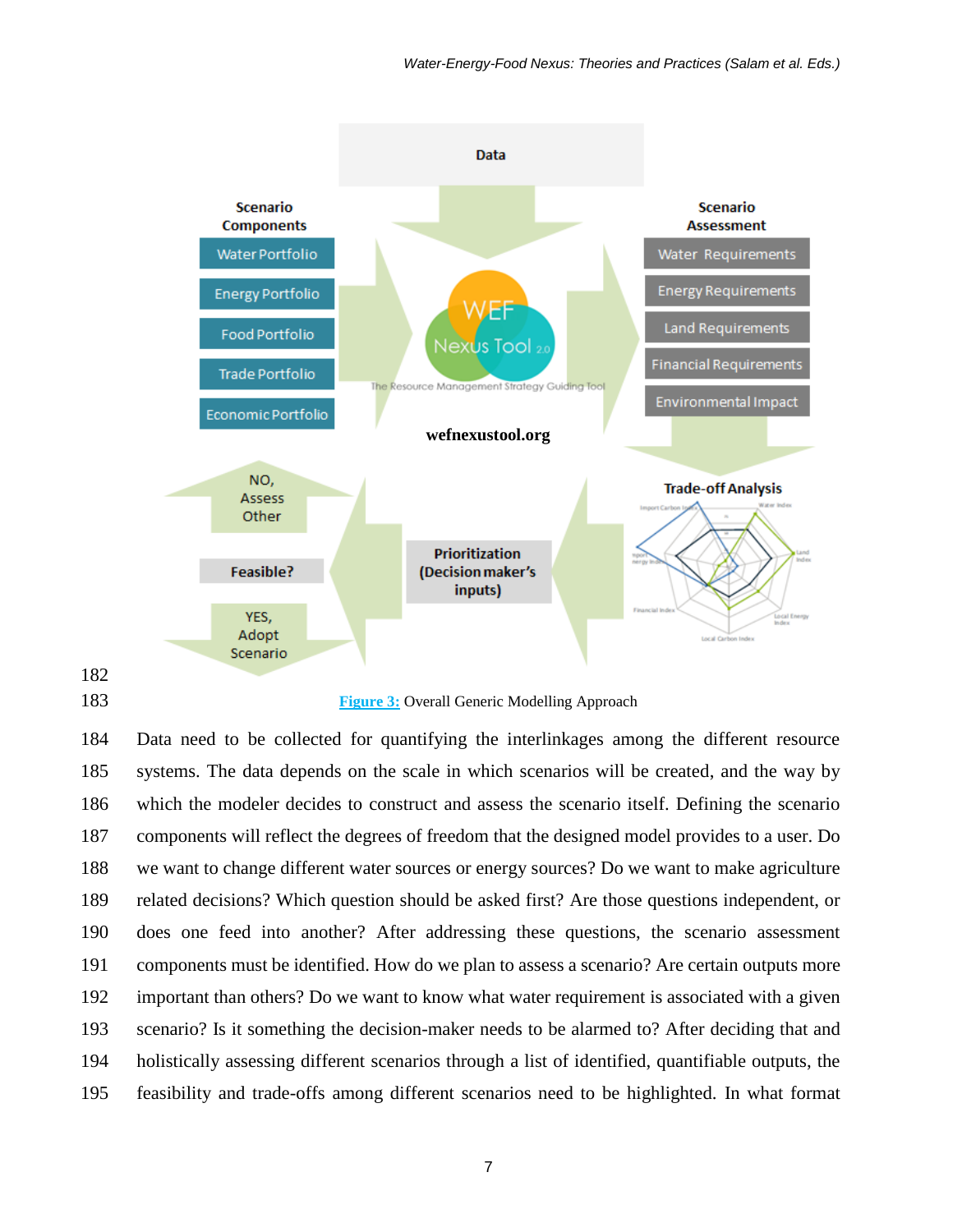Figure 3: Overall Generic Modelling Approach

Data need to be collected for quantifying the interlinkages among the different resource systems. The data depends on the scale in which scenarios will be created, and the way by which the modeler decides to construct and assess the scenario itself. Defining the scenario components will reflect the degrees of freedom that the designed model provides to a user. Do we want to change different water sources or energy sources? Do we want to make agriculture related decisions? Which question should be asked first? Are those questions independent, or does one feed into another? After addressing these questions, the scenario assessment components must be identified. How do we plan to assess a scenario? Are certain outputs more important than others? Do we want to know what water requirement is associated with a given scenario? Is it something the decision-maker needs to be alarmed to? After deciding that and holistically assessing different scenarios through a list of identified, quantifiable outputs, the feasibility and trade-offs among different scenarios need to be highlighted. In what format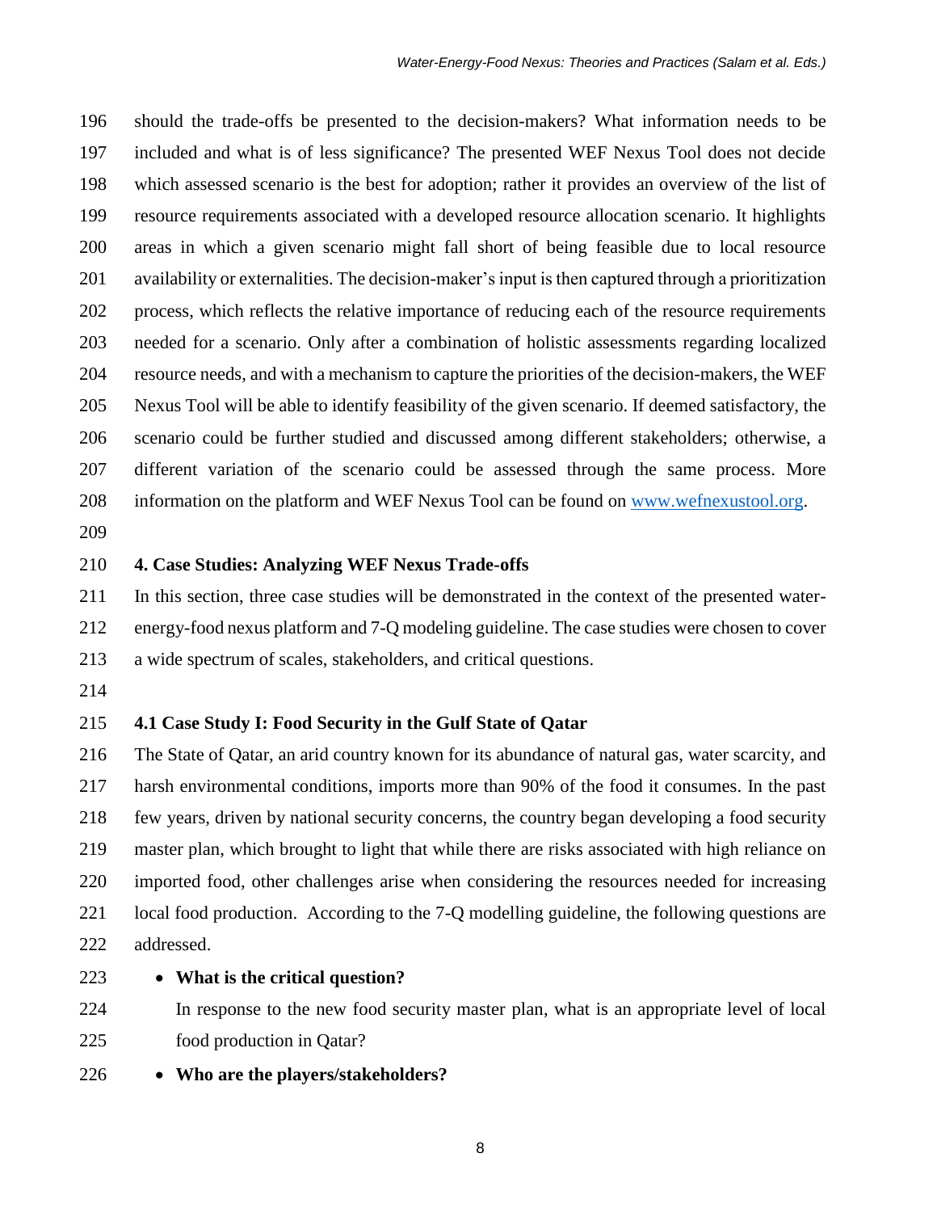should the trade-offs be presented to the decision-makers? What information needs to be included and what is of less significance? The presented WEF Nexus Tool does not decide which assessed scenario is the best for adoption; rather it provides an overview of the list of resource requirements associated with a developed resource allocation scenario. It highlights areas in which a given scenario might fall short of being feasible due to local resource availability or externalities. The decision-maker's input is then captured through a prioritization process, which reflects the relative importance of reducing each of the resource requirements needed for a scenario. Only after a combination of holistic assessments regarding localized resource needs, and with a mechanism to capture the priorities of the decision-makers, the WEF Nexus Tool will be able to identify feasibility of the given scenario. If deemed satisfactory, the scenario could be further studied and discussed among different stakeholders; otherwise, a different variation of the scenario could be assessed through the same process. More information on the platform and WEF Nexus Tool can be found on [www.wefnexustool.org](http://www.wefnexustool.org).

## 4. Case Studies: Analyzing WEF Nexus Trade-offs

In this section, three case studies will be demonstrated in the context of the presented water-energy-food nexus platform and 7-Q modeling guideline. The case studies were chosen to cover a wide spectrum of scales, stakeholders, and critical questions.

### 4.1 Case Study I: Food Security in the Gulf State of Qatar

The State of Qatar, an arid country known for its abundance of natural gas, water scarcity, and harsh environmental conditions, imports more than 90% of the food it consumes. In the past few years, driven by national security concerns, the country began developing a food security master plan, which brought to light that while there are risks associated with high reliance on imported food, other challenges arise when considering the resources needed for increasing local food production. According to the 7-Q modelling guideline, the following questions are addressed.

- **What is the critical question?**

  In response to the new food security master plan, what is an appropriate level of local food production in Qatar?

- **Who are the players/stakeholders?**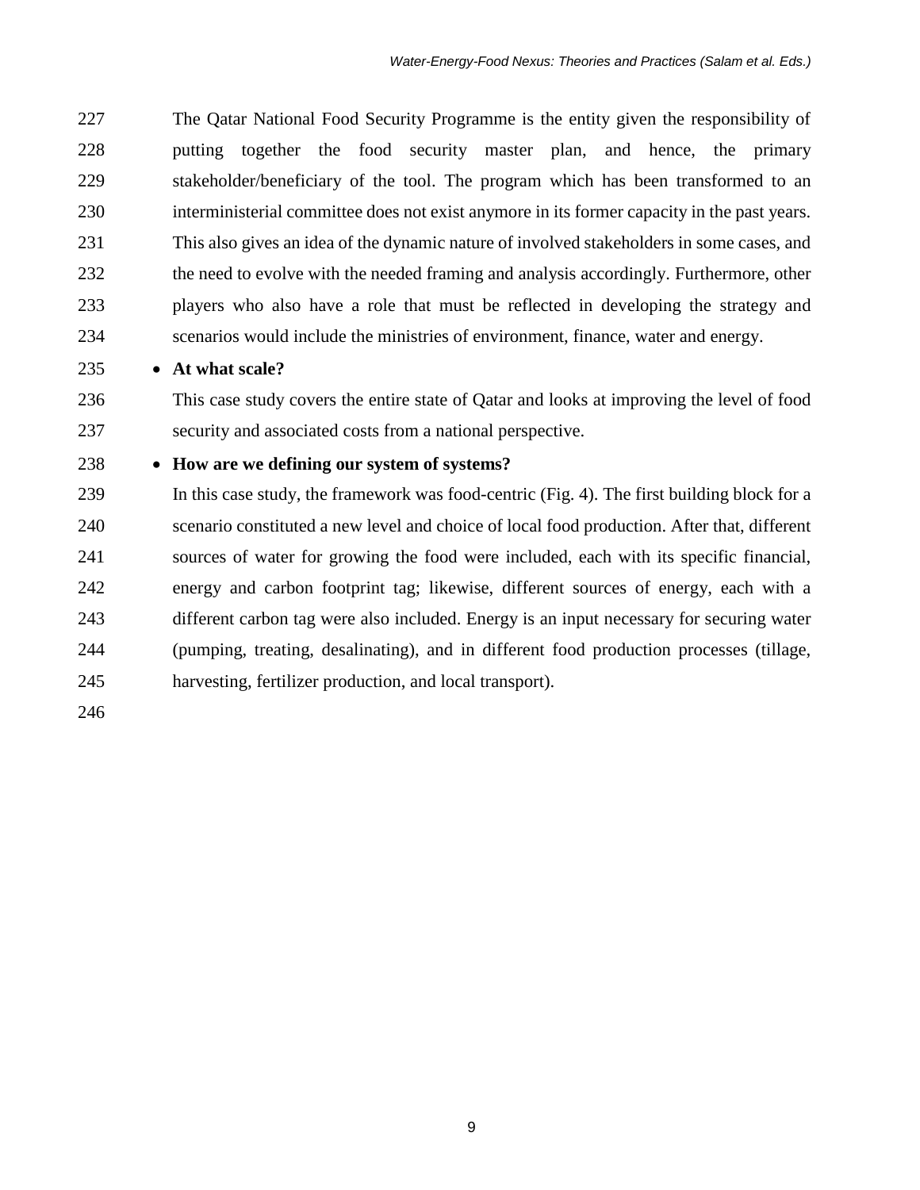The Qatar National Food Security Programme is the entity given the responsibility of putting together the food security master plan, and hence, the primary stakeholder/beneficiary of the tool. The program which has been transformed to an interministerial committee does not exist anymore in its former capacity in the past years. This also gives an idea of the dynamic nature of involved stakeholders in some cases, and the need to evolve with the needed framing and analysis accordingly. Furthermore, other players who also have a role that must be reflected in developing the strategy and scenarios would include the ministries of environment, finance, water and energy.

- **At what scale?**

  This case study covers the entire state of Qatar and looks at improving the level of food security and associated costs from a national perspective.

- **How are we defining our system of systems?**

  In this case study, the framework was food-centric (Fig. 4). The first building block for a scenario constituted a new level and choice of local food production. After that, different sources of water for growing the food were included, each with its specific financial, energy and carbon footprint tag; likewise, different sources of energy, each with a different carbon tag were also included. Energy is an input necessary for securing water (pumping, treating, desalinating), and in different food production processes (tillage, harvesting, fertilizer production, and local transport).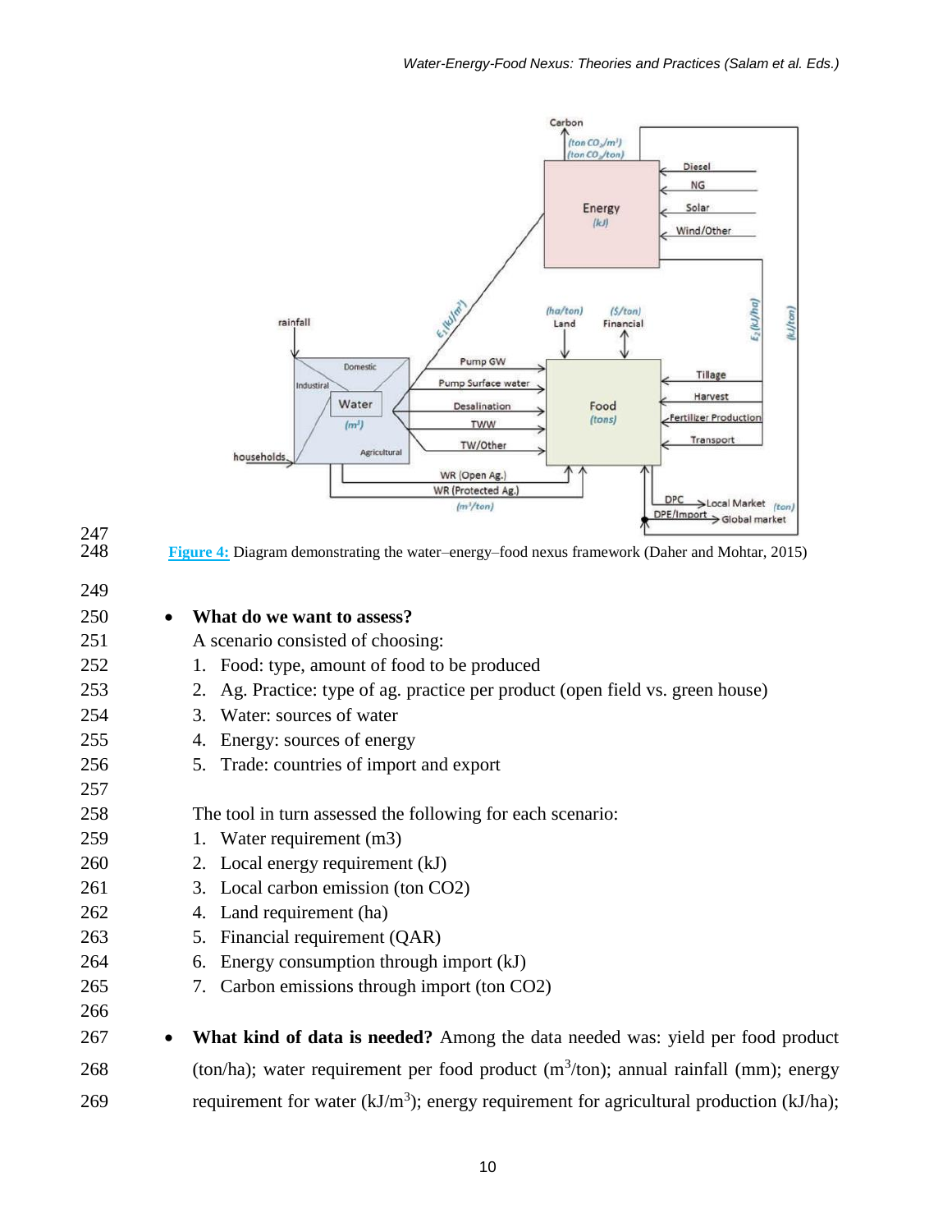**Figure 4:** Diagram demonstrating the water–energy–food nexus framework (Daher and Mohtar, 2015)

- **What do we want to assess?**

  A scenario consisted of choosing:

  1. Food: type, amount of food to be produced
  2. Ag. Practice: type of ag. practice per product (open field vs. green house)
  3. Water: sources of water
  4. Energy: sources of energy
  5. Trade: countries of import and export

  The tool in turn assessed the following for each scenario:

  1. Water requirement (m3)
  2. Local energy requirement (kJ)
  3. Local carbon emission (ton CO2)
  4. Land requirement (ha)
  5. Financial requirement (QAR)
  6. Energy consumption through import (kJ)
  7. Carbon emissions through import (ton CO2)

- **What kind of data is needed?** Among the data needed was: yield per food product (ton/ha); water requirement per food product ($m^3$/ton); annual rainfall (mm); energy requirement for water (kJ/$m^3$); energy requirement for agricultural production (kJ/ha);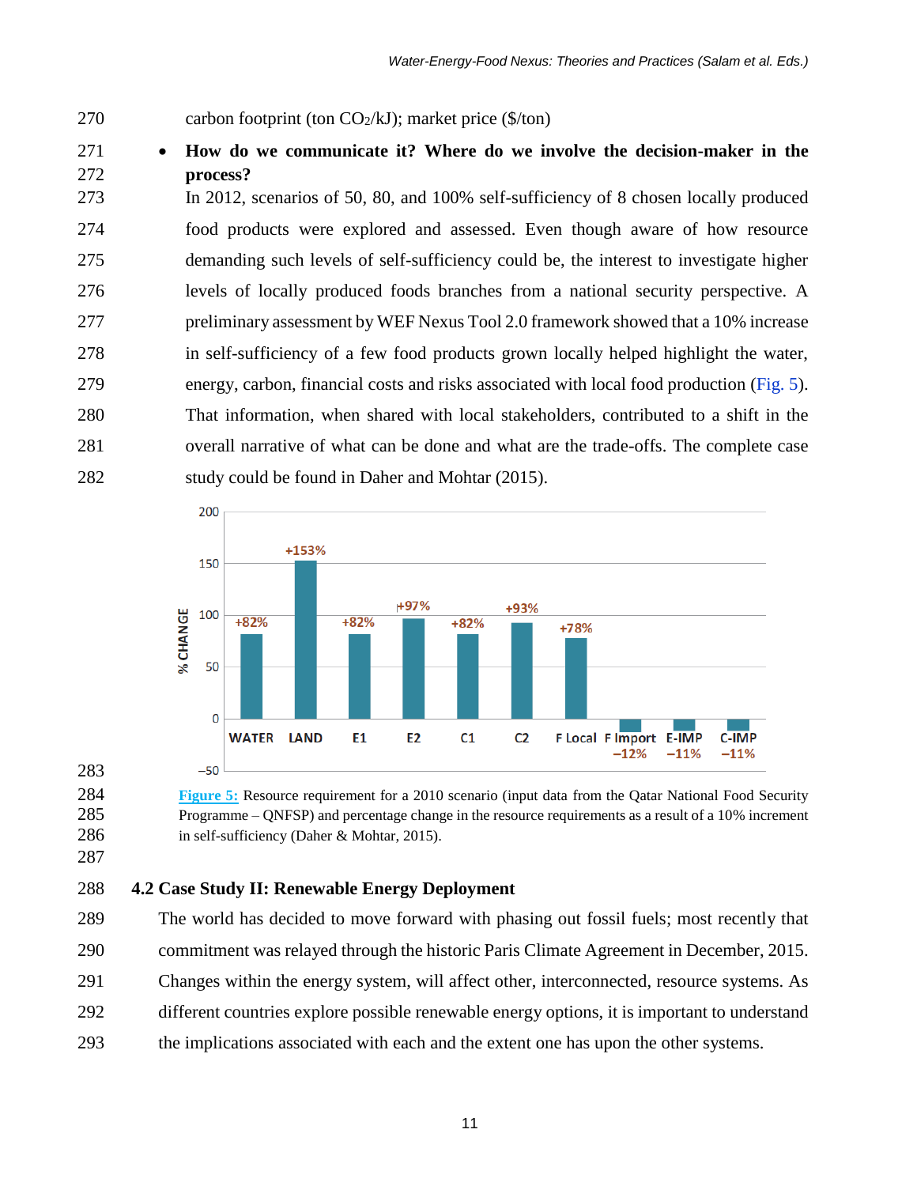carbon footprint (ton $CO_2$/kJ); market price ($/ton)

- **How do we communicate it? Where do we involve the decision-maker in the process?**

  In 2012, scenarios of 50, 80, and 100% self-sufficiency of 8 chosen locally produced food products were explored and assessed. Even though aware of how resource demanding such levels of self-sufficiency could be, the interest to investigate higher levels of locally produced foods branches from a national security perspective. A preliminary assessment by WEF Nexus Tool 2.0 framework showed that a 10% increase in self-sufficiency of a few food products grown locally helped highlight the water, energy, carbon, financial costs and risks associated with local food production (Fig. 5). That information, when shared with local stakeholders, contributed to a shift in the overall narrative of what can be done and what are the trade-offs. The complete case study could be found in Daher and Mohtar (2015).

| | WATER | LAND | E1 | E2 | C1 | C2 | F Local | F Import | E-IMP | C-IMP |
|---|---|---|---|---|---|---|---|---|---|---|
| % CHANGE | +82% | +153% | +82% | +97% | +82% | +93% | +78% | −12% | −11% | −11% |

**Figure 5:** Resource requirement for a 2010 scenario (input data from the Qatar National Food Security Programme – QNFSP) and percentage change in the resource requirements as a result of a 10% increment in self-sufficiency (Daher & Mohtar, 2015).

### 4.2 Case Study II: Renewable Energy Deployment

The world has decided to move forward with phasing out fossil fuels; most recently that commitment was relayed through the historic Paris Climate Agreement in December, 2015. Changes within the energy system, will affect other, interconnected, resource systems. As different countries explore possible renewable energy options, it is important to understand the implications associated with each and the extent one has upon the other systems.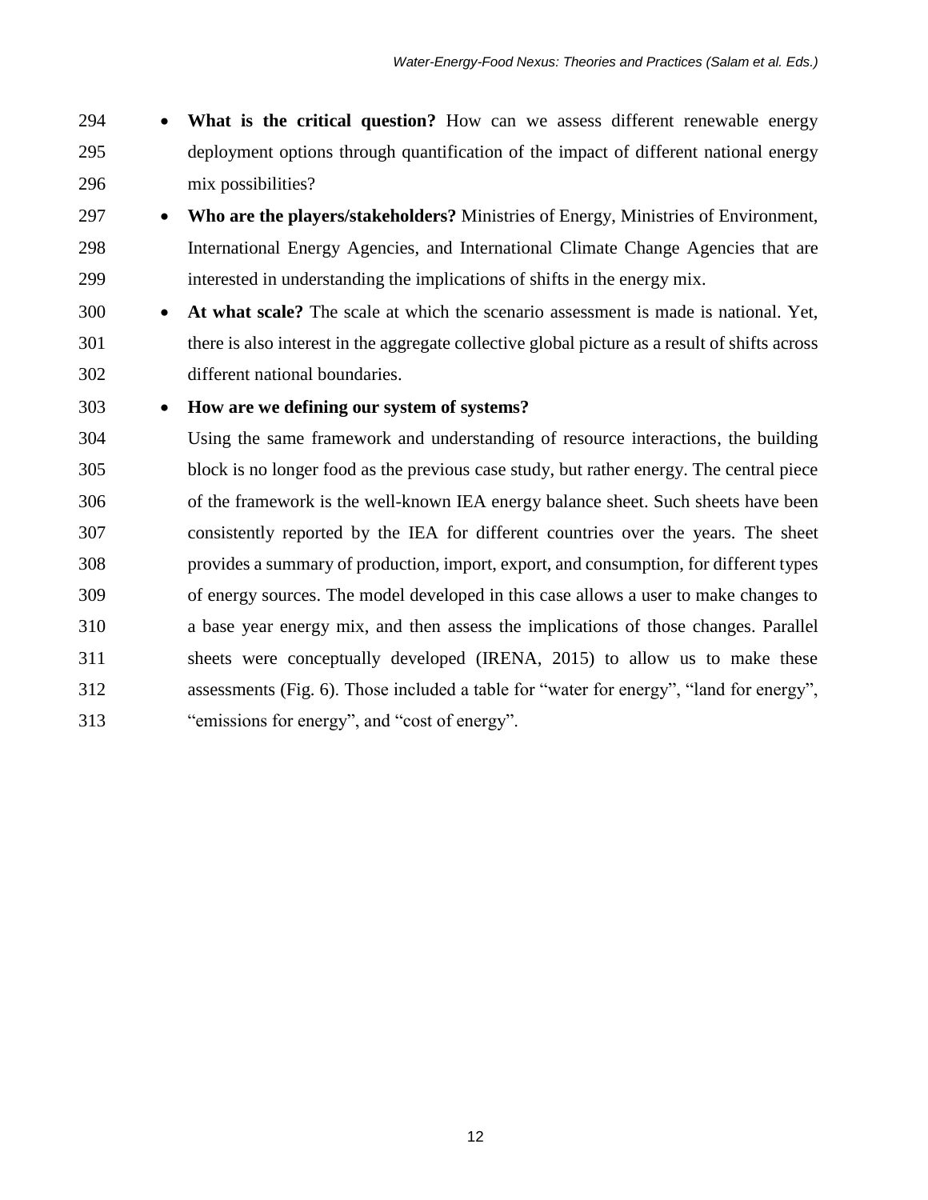- **What is the critical question?** How can we assess different renewable energy deployment options through quantification of the impact of different national energy mix possibilities?
- **Who are the players/stakeholders?** Ministries of Energy, Ministries of Environment, International Energy Agencies, and International Climate Change Agencies that are interested in understanding the implications of shifts in the energy mix.
- **At what scale?** The scale at which the scenario assessment is made is national. Yet, there is also interest in the aggregate collective global picture as a result of shifts across different national boundaries.
- **How are we defining our system of systems?**

  Using the same framework and understanding of resource interactions, the building block is no longer food as the previous case study, but rather energy. The central piece of the framework is the well-known IEA energy balance sheet. Such sheets have been consistently reported by the IEA for different countries over the years. The sheet provides a summary of production, import, export, and consumption, for different types of energy sources. The model developed in this case allows a user to make changes to a base year energy mix, and then assess the implications of those changes. Parallel sheets were conceptually developed (IRENA, 2015) to allow us to make these assessments (Fig. 6). Those included a table for "water for energy", "land for energy", "emissions for energy", and "cost of energy".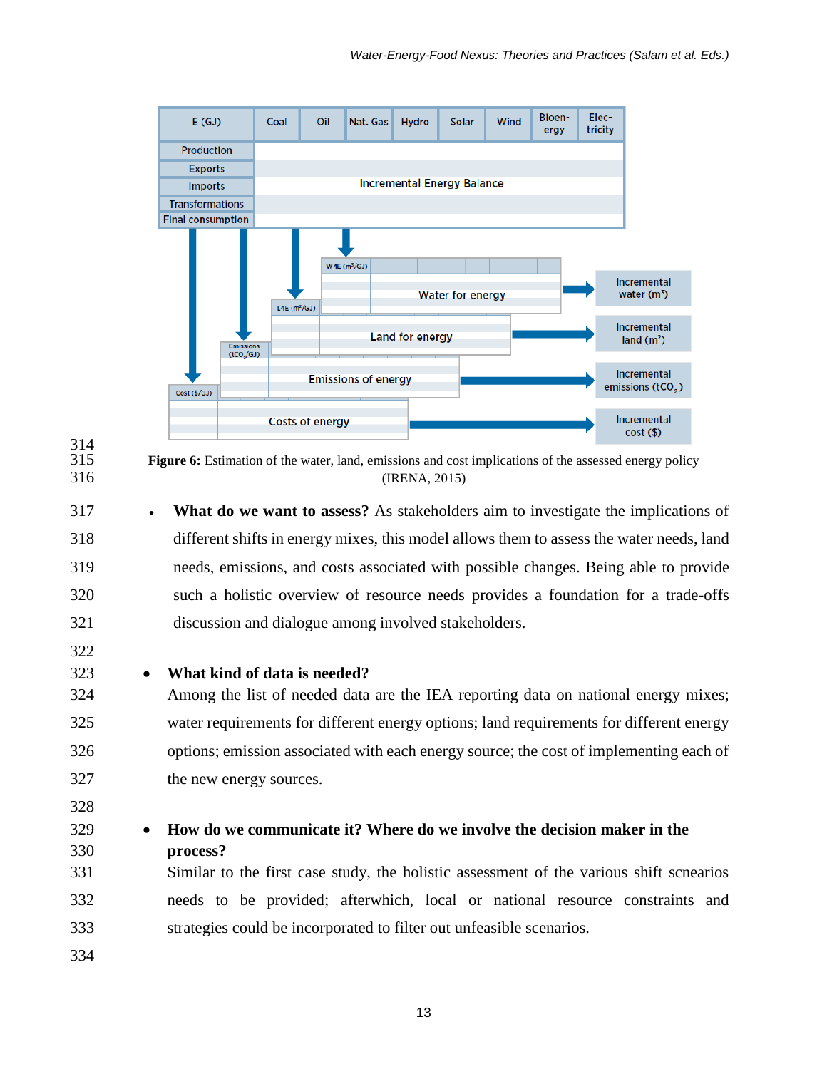Figure 6: Estimation of the water, land, emissions and cost implications of the assessed energy policy (IRENA, 2015)

- **What do we want to assess?** As stakeholders aim to investigate the implications of different shifts in energy mixes, this model allows them to assess the water needs, land needs, emissions, and costs associated with possible changes. Being able to provide such a holistic overview of resource needs provides a foundation for a trade-offs discussion and dialogue among involved stakeholders.

- **What kind of data is needed?**
  Among the list of needed data are the IEA reporting data on national energy mixes; water requirements for different energy options; land requirements for different energy options; emission associated with each energy source; the cost of implementing each of the new energy sources.

- **How do we communicate it? Where do we involve the decision maker in the process?**
  Similar to the first case study, the holistic assessment of the various shift scnearios needs to be provided; afterwhich, local or national resource constraints and strategies could be incorporated to filter out unfeasible scenarios.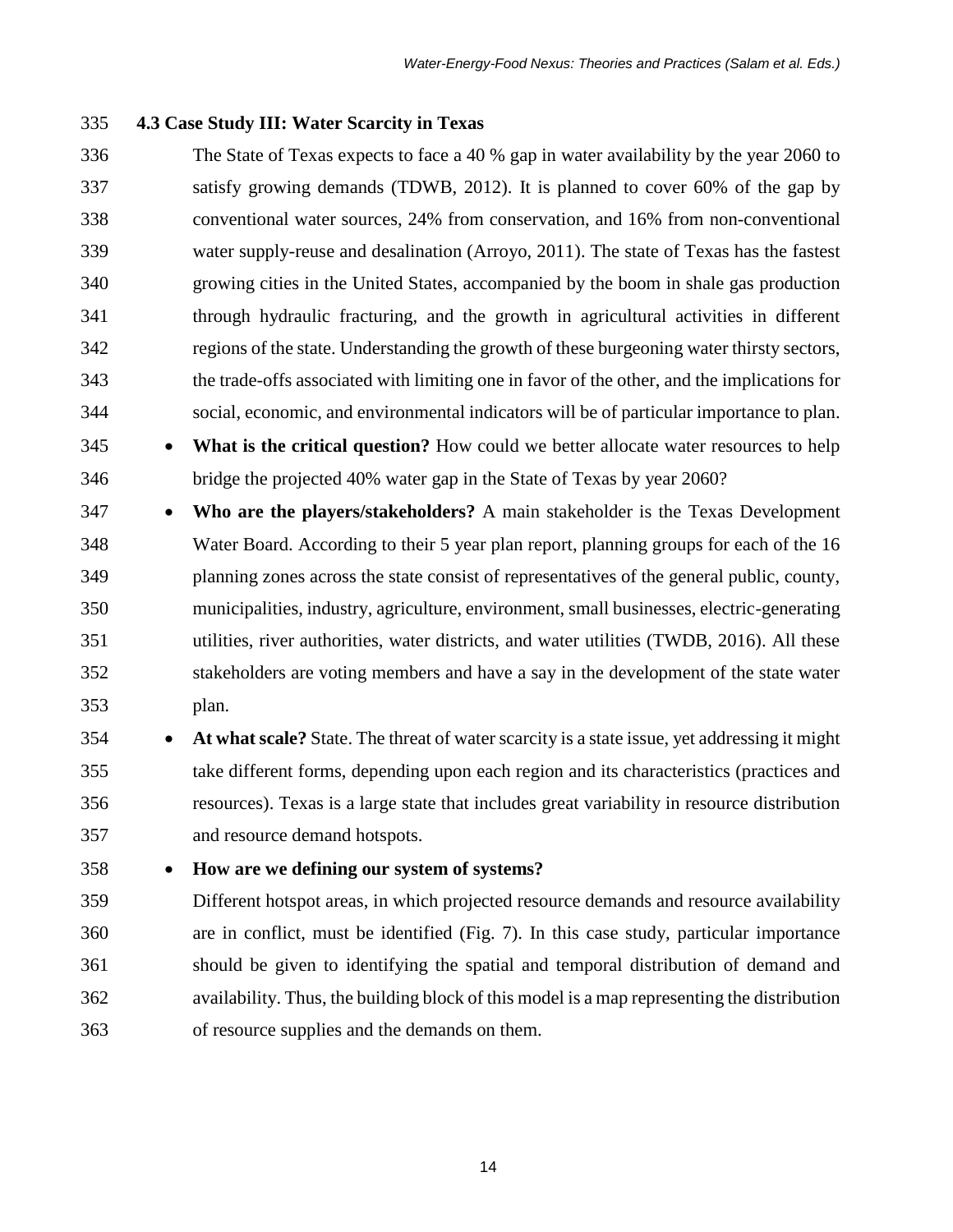### 4.3 Case Study III: Water Scarcity in Texas

The State of Texas expects to face a 40 % gap in water availability by the year 2060 to satisfy growing demands (TDWB, 2012). It is planned to cover 60% of the gap by conventional water sources, 24% from conservation, and 16% from non-conventional water supply-reuse and desalination (Arroyo, 2011). The state of Texas has the fastest growing cities in the United States, accompanied by the boom in shale gas production through hydraulic fracturing, and the growth in agricultural activities in different regions of the state. Understanding the growth of these burgeoning water thirsty sectors, the trade-offs associated with limiting one in favor of the other, and the implications for social, economic, and environmental indicators will be of particular importance to plan.

- **What is the critical question?** How could we better allocate water resources to help bridge the projected 40% water gap in the State of Texas by year 2060?
- **Who are the players/stakeholders?** A main stakeholder is the Texas Development Water Board. According to their 5 year plan report, planning groups for each of the 16 planning zones across the state consist of representatives of the general public, county, municipalities, industry, agriculture, environment, small businesses, electric-generating utilities, river authorities, water districts, and water utilities (TWDB, 2016). All these stakeholders are voting members and have a say in the development of the state water plan.
- **At what scale?** State. The threat of water scarcity is a state issue, yet addressing it might take different forms, depending upon each region and its characteristics (practices and resources). Texas is a large state that includes great variability in resource distribution and resource demand hotspots.
- **How are we defining our system of systems?**

  Different hotspot areas, in which projected resource demands and resource availability are in conflict, must be identified (Fig. 7). In this case study, particular importance should be given to identifying the spatial and temporal distribution of demand and availability. Thus, the building block of this model is a map representing the distribution of resource supplies and the demands on them.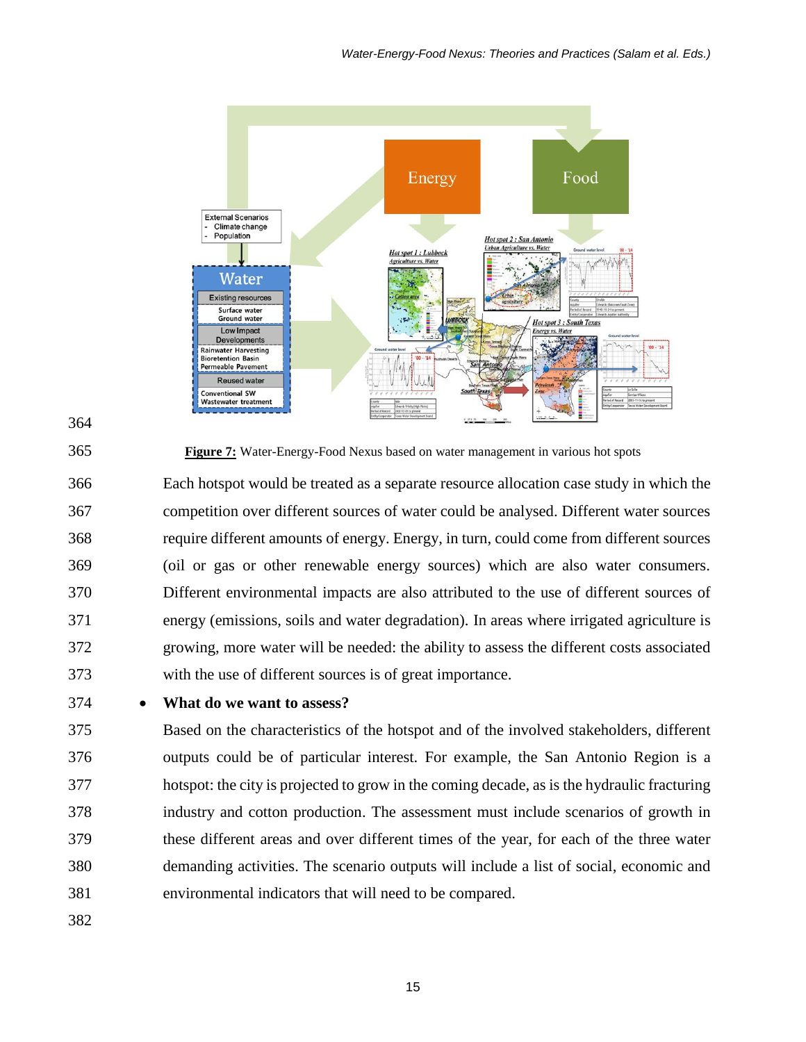**Figure 7:** Water-Energy-Food Nexus based on water management in various hot spots

Each hotspot would be treated as a separate resource allocation case study in which the competition over different sources of water could be analysed. Different water sources require different amounts of energy. Energy, in turn, could come from different sources (oil or gas or other renewable energy sources) which are also water consumers. Different environmental impacts are also attributed to the use of different sources of energy (emissions, soils and water degradation). In areas where irrigated agriculture is growing, more water will be needed: the ability to assess the different costs associated with the use of different sources is of great importance.

- **What do we want to assess?**

  Based on the characteristics of the hotspot and of the involved stakeholders, different outputs could be of particular interest. For example, the San Antonio Region is a hotspot: the city is projected to grow in the coming decade, as is the hydraulic fracturing industry and cotton production. The assessment must include scenarios of growth in these different areas and over different times of the year, for each of the three water demanding activities. The scenario outputs will include a list of social, economic and environmental indicators that will need to be compared.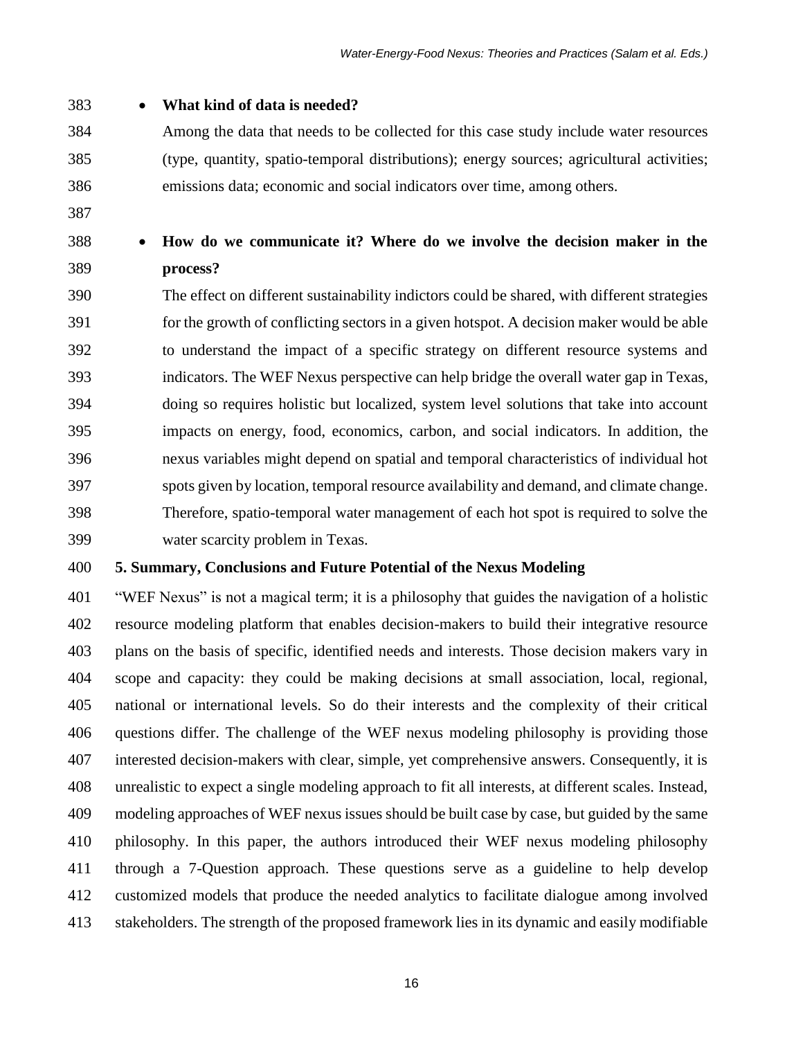- **What kind of data is needed?**

  Among the data that needs to be collected for this case study include water resources (type, quantity, spatio-temporal distributions); energy sources; agricultural activities; emissions data; economic and social indicators over time, among others.

- **How do we communicate it? Where do we involve the decision maker in the process?**

  The effect on different sustainability indictors could be shared, with different strategies for the growth of conflicting sectors in a given hotspot. A decision maker would be able to understand the impact of a specific strategy on different resource systems and indicators. The WEF Nexus perspective can help bridge the overall water gap in Texas, doing so requires holistic but localized, system level solutions that take into account impacts on energy, food, economics, carbon, and social indicators. In addition, the nexus variables might depend on spatial and temporal characteristics of individual hot spots given by location, temporal resource availability and demand, and climate change. Therefore, spatio-temporal water management of each hot spot is required to solve the water scarcity problem in Texas.

## 5. Summary, Conclusions and Future Potential of the Nexus Modeling

"WEF Nexus" is not a magical term; it is a philosophy that guides the navigation of a holistic resource modeling platform that enables decision-makers to build their integrative resource plans on the basis of specific, identified needs and interests. Those decision makers vary in scope and capacity: they could be making decisions at small association, local, regional, national or international levels. So do their interests and the complexity of their critical questions differ. The challenge of the WEF nexus modeling philosophy is providing those interested decision-makers with clear, simple, yet comprehensive answers. Consequently, it is unrealistic to expect a single modeling approach to fit all interests, at different scales. Instead, modeling approaches of WEF nexus issues should be built case by case, but guided by the same philosophy. In this paper, the authors introduced their WEF nexus modeling philosophy through a 7-Question approach. These questions serve as a guideline to help develop customized models that produce the needed analytics to facilitate dialogue among involved stakeholders. The strength of the proposed framework lies in its dynamic and easily modifiable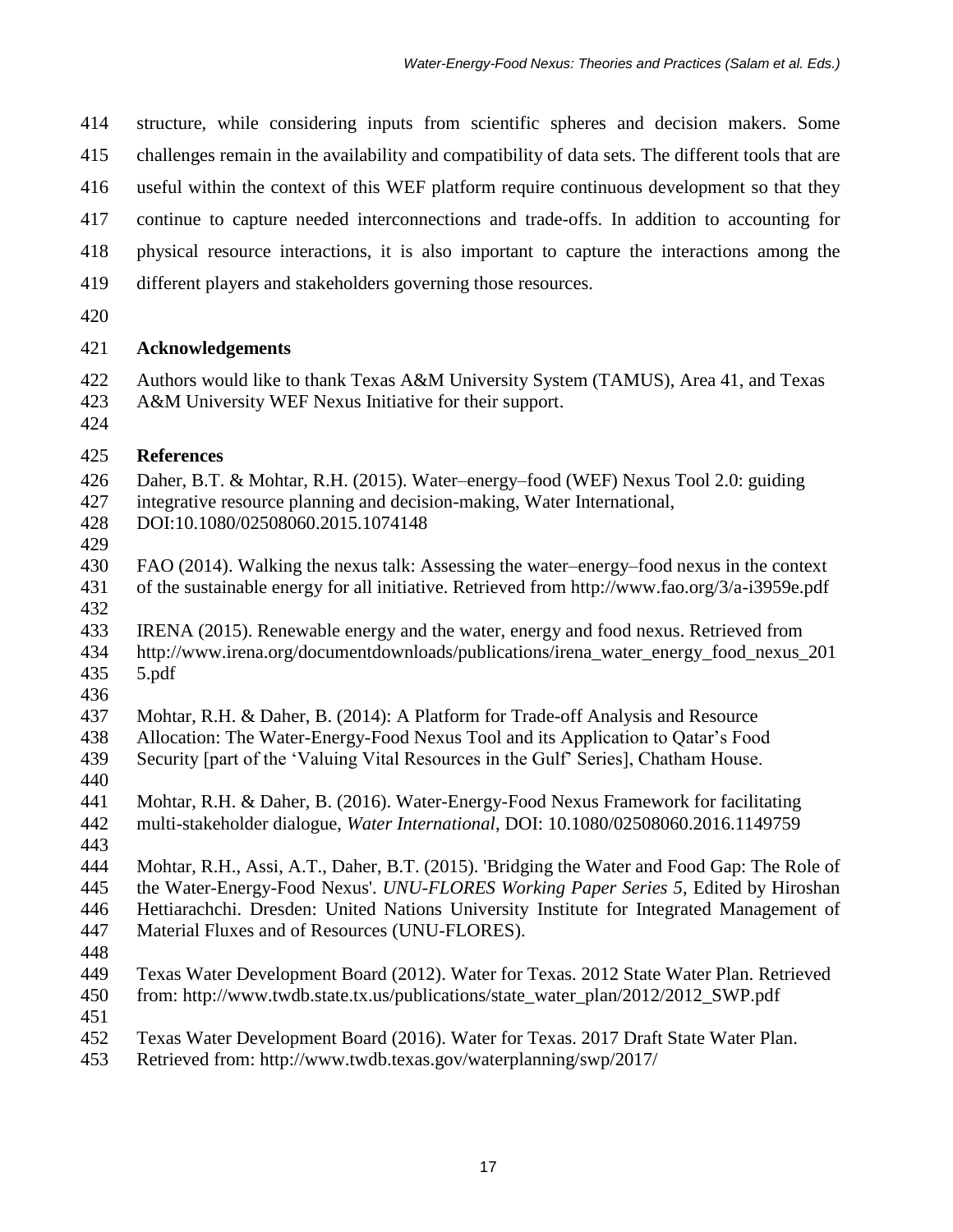structure, while considering inputs from scientific spheres and decision makers. Some challenges remain in the availability and compatibility of data sets. The different tools that are useful within the context of this WEF platform require continuous development so that they continue to capture needed interconnections and trade-offs. In addition to accounting for physical resource interactions, it is also important to capture the interactions among the different players and stakeholders governing those resources.

## Acknowledgements

Authors would like to thank Texas A&M University System (TAMUS), Area 41, and Texas A&M University WEF Nexus Initiative for their support.

## References

Daher, B.T. & Mohtar, R.H. (2015). Water–energy–food (WEF) Nexus Tool 2.0: guiding integrative resource planning and decision-making, Water International, DOI:10.1080/02508060.2015.1074148

FAO (2014). Walking the nexus talk: Assessing the water–energy–food nexus in the context of the sustainable energy for all initiative. Retrieved from http://www.fao.org/3/a-i3959e.pdf

IRENA (2015). Renewable energy and the water, energy and food nexus. Retrieved from http://www.irena.org/documentdownloads/publications/irena_water_energy_food_nexus_2015.pdf

Mohtar, R.H. & Daher, B. (2014): A Platform for Trade-off Analysis and Resource Allocation: The Water-Energy-Food Nexus Tool and its Application to Qatar's Food Security [part of the 'Valuing Vital Resources in the Gulf' Series], Chatham House.

Mohtar, R.H. & Daher, B. (2016). Water-Energy-Food Nexus Framework for facilitating multi-stakeholder dialogue, *Water International*, DOI: 10.1080/02508060.2016.1149759

Mohtar, R.H., Assi, A.T., Daher, B.T. (2015). 'Bridging the Water and Food Gap: The Role of the Water-Energy-Food Nexus'. *UNU-FLORES Working Paper Series 5*, Edited by Hiroshan Hettiarachchi. Dresden: United Nations University Institute for Integrated Management of Material Fluxes and of Resources (UNU-FLORES).

Texas Water Development Board (2012). Water for Texas. 2012 State Water Plan. Retrieved from: http://www.twdb.state.tx.us/publications/state_water_plan/2012/2012_SWP.pdf

Texas Water Development Board (2016). Water for Texas. 2017 Draft State Water Plan. Retrieved from: http://www.twdb.texas.gov/waterplanning/swp/2017/